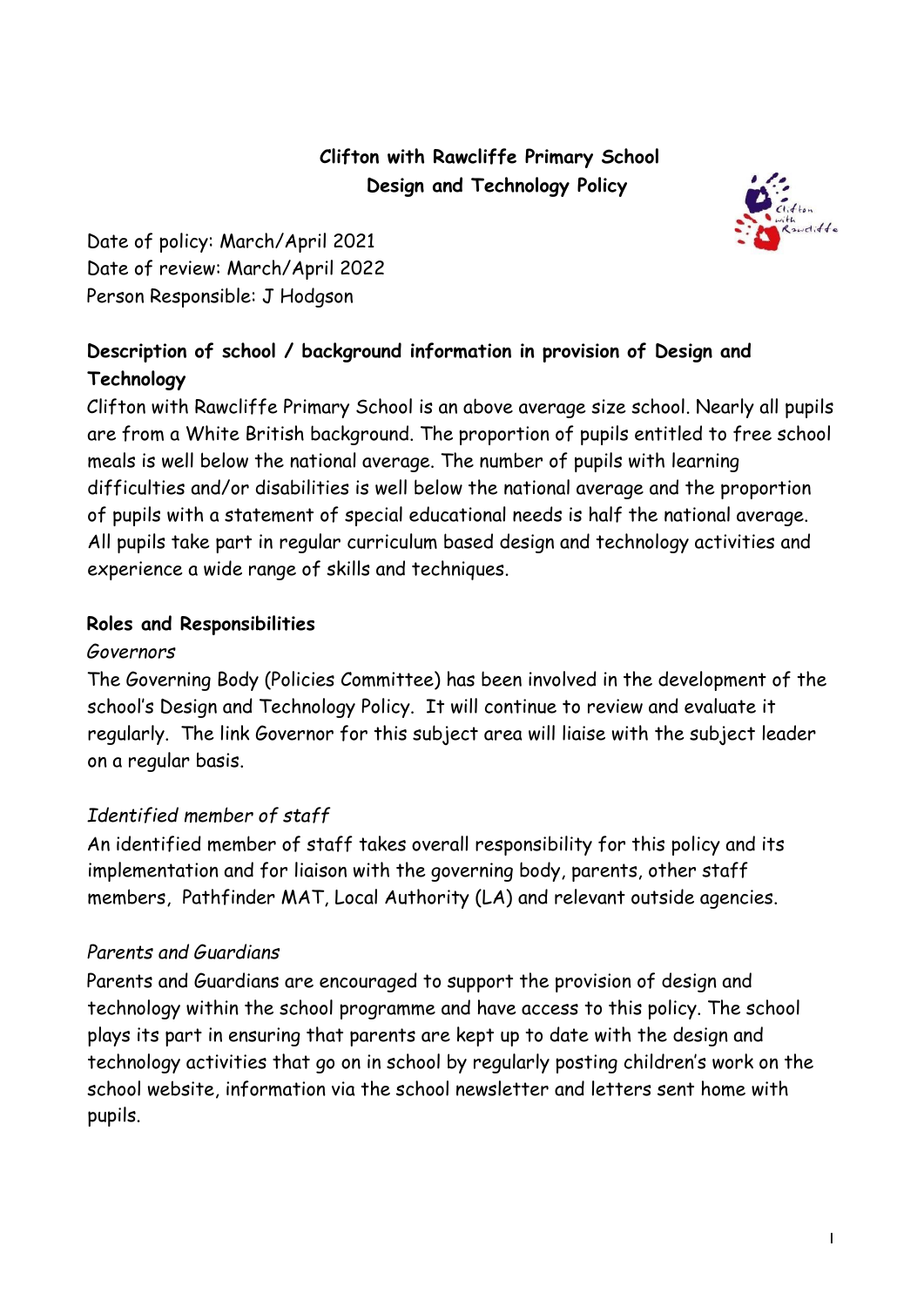# Clifton with Rawcliffe Primary School
## Design and Technology Policy

Date of policy: March/April 2021
Date of review: March/April 2022
Person Responsible: J Hodgson

### Description of school / background information in provision of Design and Technology

Clifton with Rawcliffe Primary School is an above average size school. Nearly all pupils are from a White British background. The proportion of pupils entitled to free school meals is well below the national average. The number of pupils with learning difficulties and/or disabilities is well below the national average and the proportion of pupils with a statement of special educational needs is half the national average. All pupils take part in regular curriculum based design and technology activities and experience a wide range of skills and techniques.

### Roles and Responsibilities

*Governors*

The Governing Body (Policies Committee) has been involved in the development of the school's Design and Technology Policy. It will continue to review and evaluate it regularly. The link Governor for this subject area will liaise with the subject leader on a regular basis.

*Identified member of staff*

An identified member of staff takes overall responsibility for this policy and its implementation and for liaison with the governing body, parents, other staff members, Pathfinder MAT, Local Authority (LA) and relevant outside agencies.

*Parents and Guardians*

Parents and Guardians are encouraged to support the provision of design and technology within the school programme and have access to this policy. The school plays its part in ensuring that parents are kept up to date with the design and technology activities that go on in school by regularly posting children's work on the school website, information via the school newsletter and letters sent home with pupils.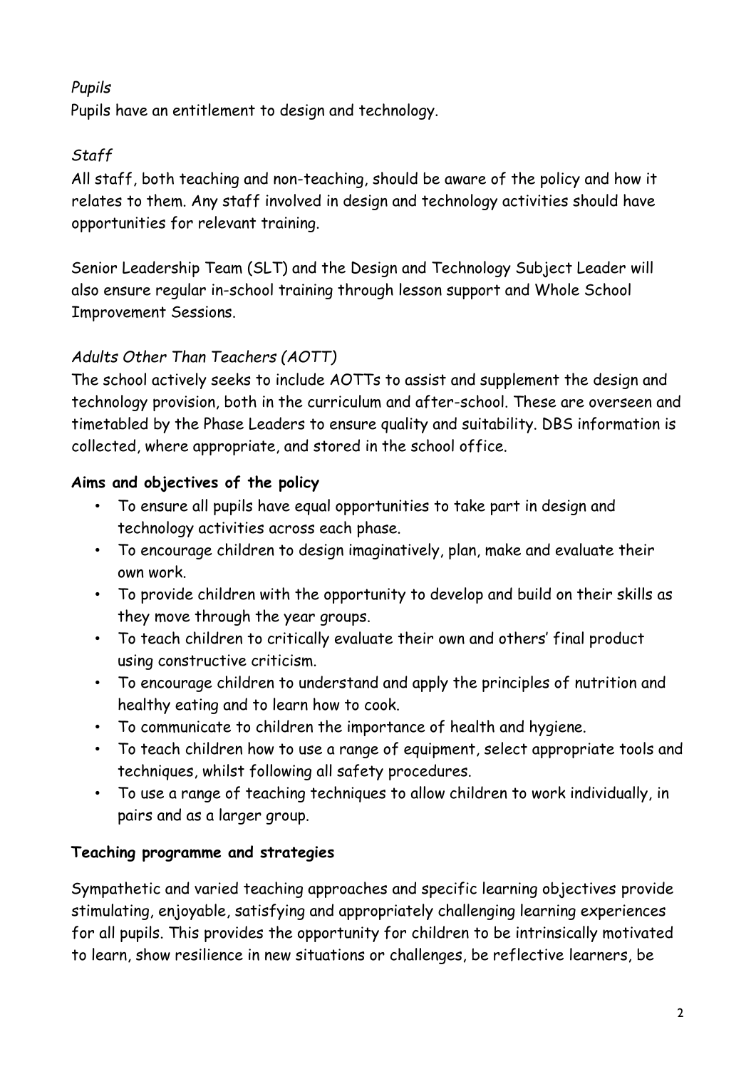*Pupils*

Pupils have an entitlement to design and technology.

*Staff*

All staff, both teaching and non-teaching, should be aware of the policy and how it relates to them. Any staff involved in design and technology activities should have opportunities for relevant training.

Senior Leadership Team (SLT) and the Design and Technology Subject Leader will also ensure regular in-school training through lesson support and Whole School Improvement Sessions.

*Adults Other Than Teachers (AOTT)*

The school actively seeks to include AOTTs to assist and supplement the design and technology provision, both in the curriculum and after-school. These are overseen and timetabled by the Phase Leaders to ensure quality and suitability. DBS information is collected, where appropriate, and stored in the school office.

**Aims and objectives of the policy**

- To ensure all pupils have equal opportunities to take part in design and technology activities across each phase.
- To encourage children to design imaginatively, plan, make and evaluate their own work.
- To provide children with the opportunity to develop and build on their skills as they move through the year groups.
- To teach children to critically evaluate their own and others' final product using constructive criticism.
- To encourage children to understand and apply the principles of nutrition and healthy eating and to learn how to cook.
- To communicate to children the importance of health and hygiene.
- To teach children how to use a range of equipment, select appropriate tools and techniques, whilst following all safety procedures.
- To use a range of teaching techniques to allow children to work individually, in pairs and as a larger group.

**Teaching programme and strategies**

Sympathetic and varied teaching approaches and specific learning objectives provide stimulating, enjoyable, satisfying and appropriately challenging learning experiences for all pupils. This provides the opportunity for children to be intrinsically motivated to learn, show resilience in new situations or challenges, be reflective learners, be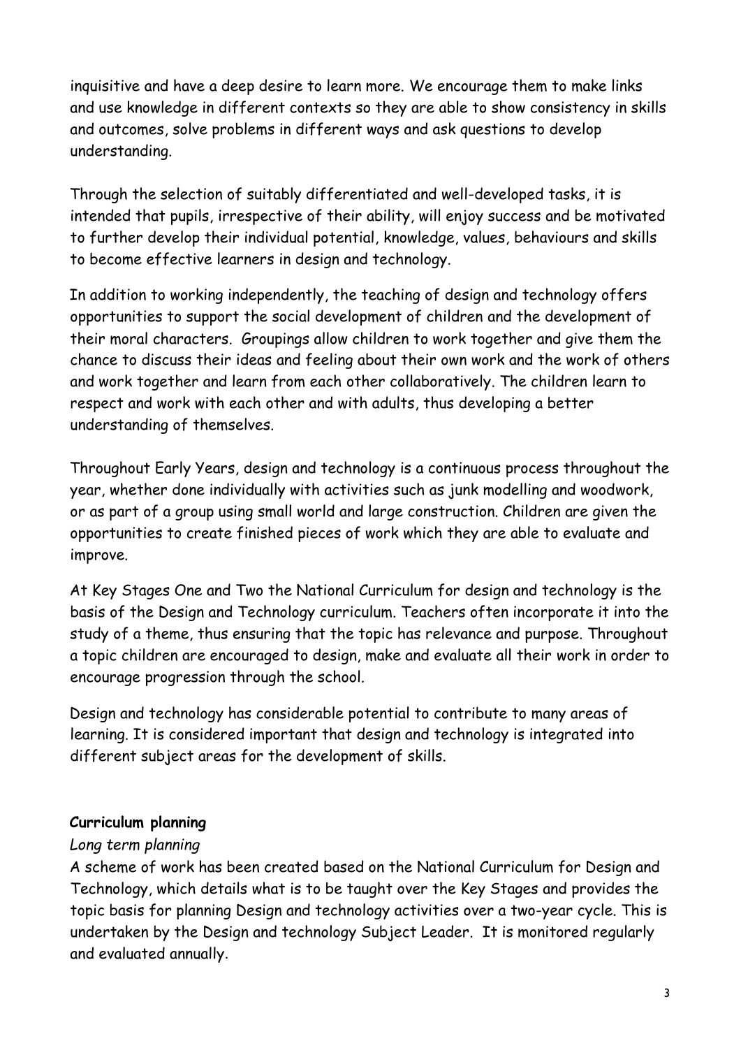inquisitive and have a deep desire to learn more. We encourage them to make links and use knowledge in different contexts so they are able to show consistency in skills and outcomes, solve problems in different ways and ask questions to develop understanding.

Through the selection of suitably differentiated and well-developed tasks, it is intended that pupils, irrespective of their ability, will enjoy success and be motivated to further develop their individual potential, knowledge, values, behaviours and skills to become effective learners in design and technology.

In addition to working independently, the teaching of design and technology offers opportunities to support the social development of children and the development of their moral characters. Groupings allow children to work together and give them the chance to discuss their ideas and feeling about their own work and the work of others and work together and learn from each other collaboratively. The children learn to respect and work with each other and with adults, thus developing a better understanding of themselves.

Throughout Early Years, design and technology is a continuous process throughout the year, whether done individually with activities such as junk modelling and woodwork, or as part of a group using small world and large construction. Children are given the opportunities to create finished pieces of work which they are able to evaluate and improve.

At Key Stages One and Two the National Curriculum for design and technology is the basis of the Design and Technology curriculum. Teachers often incorporate it into the study of a theme, thus ensuring that the topic has relevance and purpose. Throughout a topic children are encouraged to design, make and evaluate all their work in order to encourage progression through the school.

Design and technology has considerable potential to contribute to many areas of learning. It is considered important that design and technology is integrated into different subject areas for the development of skills.

**Curriculum planning**

*Long term planning*

A scheme of work has been created based on the National Curriculum for Design and Technology, which details what is to be taught over the Key Stages and provides the topic basis for planning Design and technology activities over a two-year cycle. This is undertaken by the Design and technology Subject Leader. It is monitored regularly and evaluated annually.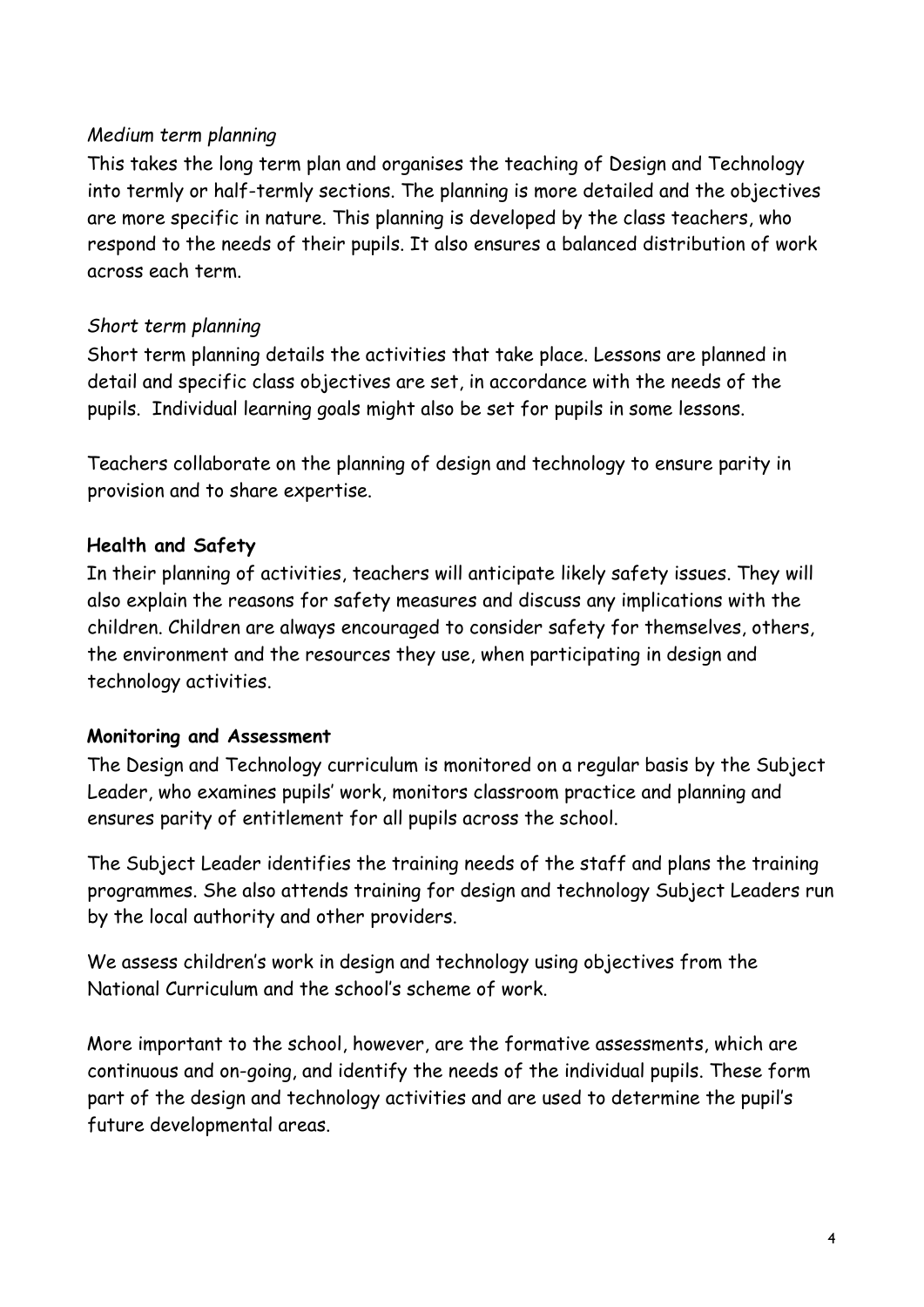*Medium term planning*

This takes the long term plan and organises the teaching of Design and Technology into termly or half-termly sections. The planning is more detailed and the objectives are more specific in nature. This planning is developed by the class teachers, who respond to the needs of their pupils. It also ensures a balanced distribution of work across each term.

*Short term planning*

Short term planning details the activities that take place. Lessons are planned in detail and specific class objectives are set, in accordance with the needs of the pupils. Individual learning goals might also be set for pupils in some lessons.

Teachers collaborate on the planning of design and technology to ensure parity in provision and to share expertise.

**Health and Safety**

In their planning of activities, teachers will anticipate likely safety issues. They will also explain the reasons for safety measures and discuss any implications with the children. Children are always encouraged to consider safety for themselves, others, the environment and the resources they use, when participating in design and technology activities.

**Monitoring and Assessment**

The Design and Technology curriculum is monitored on a regular basis by the Subject Leader, who examines pupils' work, monitors classroom practice and planning and ensures parity of entitlement for all pupils across the school.

The Subject Leader identifies the training needs of the staff and plans the training programmes. She also attends training for design and technology Subject Leaders run by the local authority and other providers.

We assess children's work in design and technology using objectives from the National Curriculum and the school's scheme of work.

More important to the school, however, are the formative assessments, which are continuous and on-going, and identify the needs of the individual pupils. These form part of the design and technology activities and are used to determine the pupil's future developmental areas.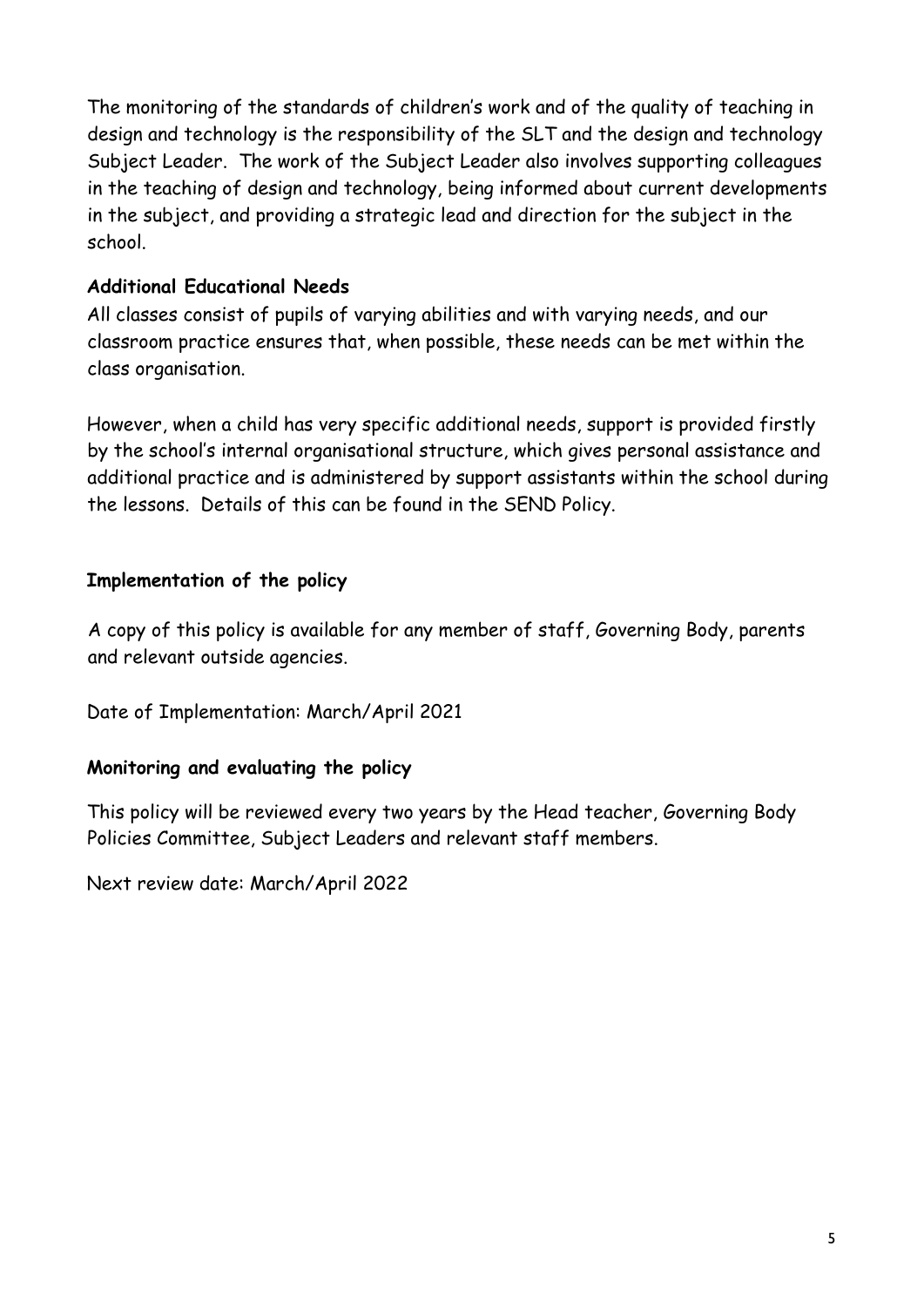The monitoring of the standards of children's work and of the quality of teaching in design and technology is the responsibility of the SLT and the design and technology Subject Leader. The work of the Subject Leader also involves supporting colleagues in the teaching of design and technology, being informed about current developments in the subject, and providing a strategic lead and direction for the subject in the school.

**Additional Educational Needs**

All classes consist of pupils of varying abilities and with varying needs, and our classroom practice ensures that, when possible, these needs can be met within the class organisation.

However, when a child has very specific additional needs, support is provided firstly by the school's internal organisational structure, which gives personal assistance and additional practice and is administered by support assistants within the school during the lessons. Details of this can be found in the SEND Policy.

**Implementation of the policy**

A copy of this policy is available for any member of staff, Governing Body, parents and relevant outside agencies.

Date of Implementation: March/April 2021

**Monitoring and evaluating the policy**

This policy will be reviewed every two years by the Head teacher, Governing Body Policies Committee, Subject Leaders and relevant staff members.

Next review date: March/April 2022